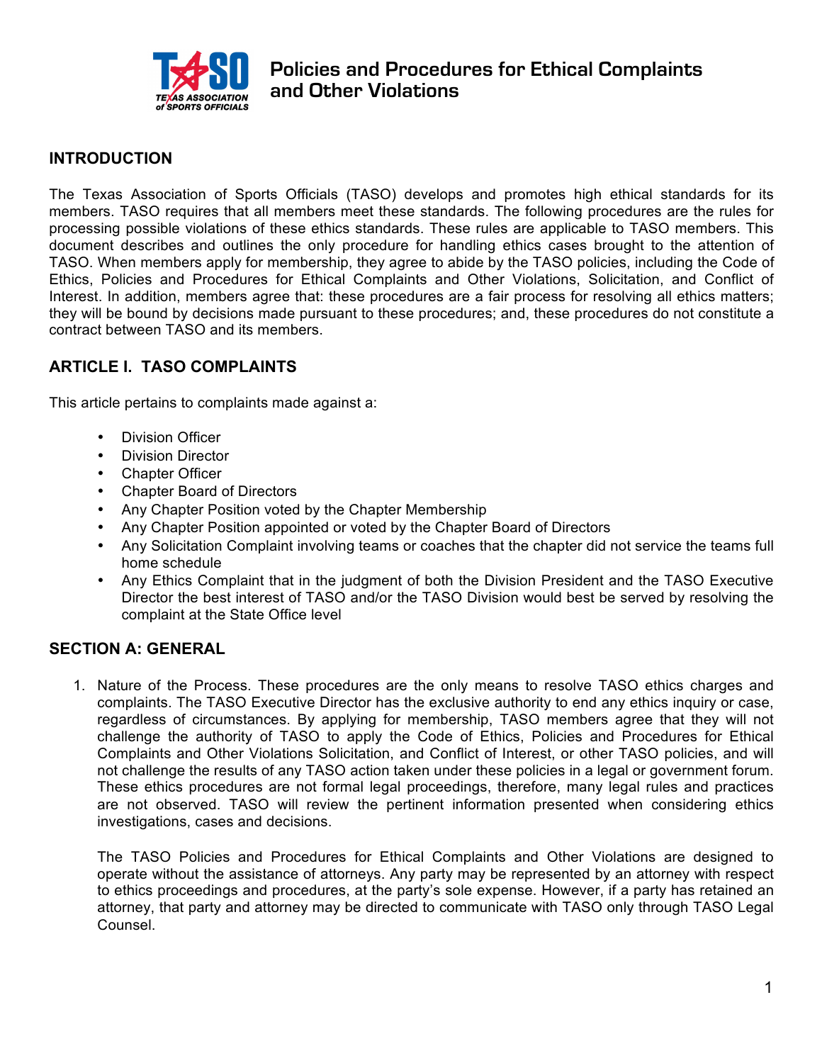# Policies and Procedures for Ethical Complaints and Other Violations

## INTRODUCTION

The Texas Association of Sports Officials (TASO) develops and promotes high ethical standards for its members. TASO requires that all members meet these standards. The following procedures are the rules for processing possible violations of these ethics standards. These rules are applicable to TASO members. This document describes and outlines the only procedure for handling ethics cases brought to the attention of TASO. When members apply for membership, they agree to abide by the TASO policies, including the Code of Ethics, Policies and Procedures for Ethical Complaints and Other Violations, Solicitation, and Conflict of Interest. In addition, members agree that: these procedures are a fair process for resolving all ethics matters; they will be bound by decisions made pursuant to these procedures; and, these procedures do not constitute a contract between TASO and its members.

## ARTICLE I. TASO COMPLAINTS

This article pertains to complaints made against a:

- Division Officer
- Division Director
- Chapter Officer
- Chapter Board of Directors
- Any Chapter Position voted by the Chapter Membership
- Any Chapter Position appointed or voted by the Chapter Board of Directors
- Any Solicitation Complaint involving teams or coaches that the chapter did not service the teams full home schedule
- Any Ethics Complaint that in the judgment of both the Division President and the TASO Executive Director the best interest of TASO and/or the TASO Division would best be served by resolving the complaint at the State Office level

## SECTION A: GENERAL

1. Nature of the Process. These procedures are the only means to resolve TASO ethics charges and complaints. The TASO Executive Director has the exclusive authority to end any ethics inquiry or case, regardless of circumstances. By applying for membership, TASO members agree that they will not challenge the authority of TASO to apply the Code of Ethics, Policies and Procedures for Ethical Complaints and Other Violations Solicitation, and Conflict of Interest, or other TASO policies, and will not challenge the results of any TASO action taken under these policies in a legal or government forum. These ethics procedures are not formal legal proceedings, therefore, many legal rules and practices are not observed. TASO will review the pertinent information presented when considering ethics investigations, cases and decisions.

   The TASO Policies and Procedures for Ethical Complaints and Other Violations are designed to operate without the assistance of attorneys. Any party may be represented by an attorney with respect to ethics proceedings and procedures, at the party's sole expense. However, if a party has retained an attorney, that party and attorney may be directed to communicate with TASO only through TASO Legal Counsel.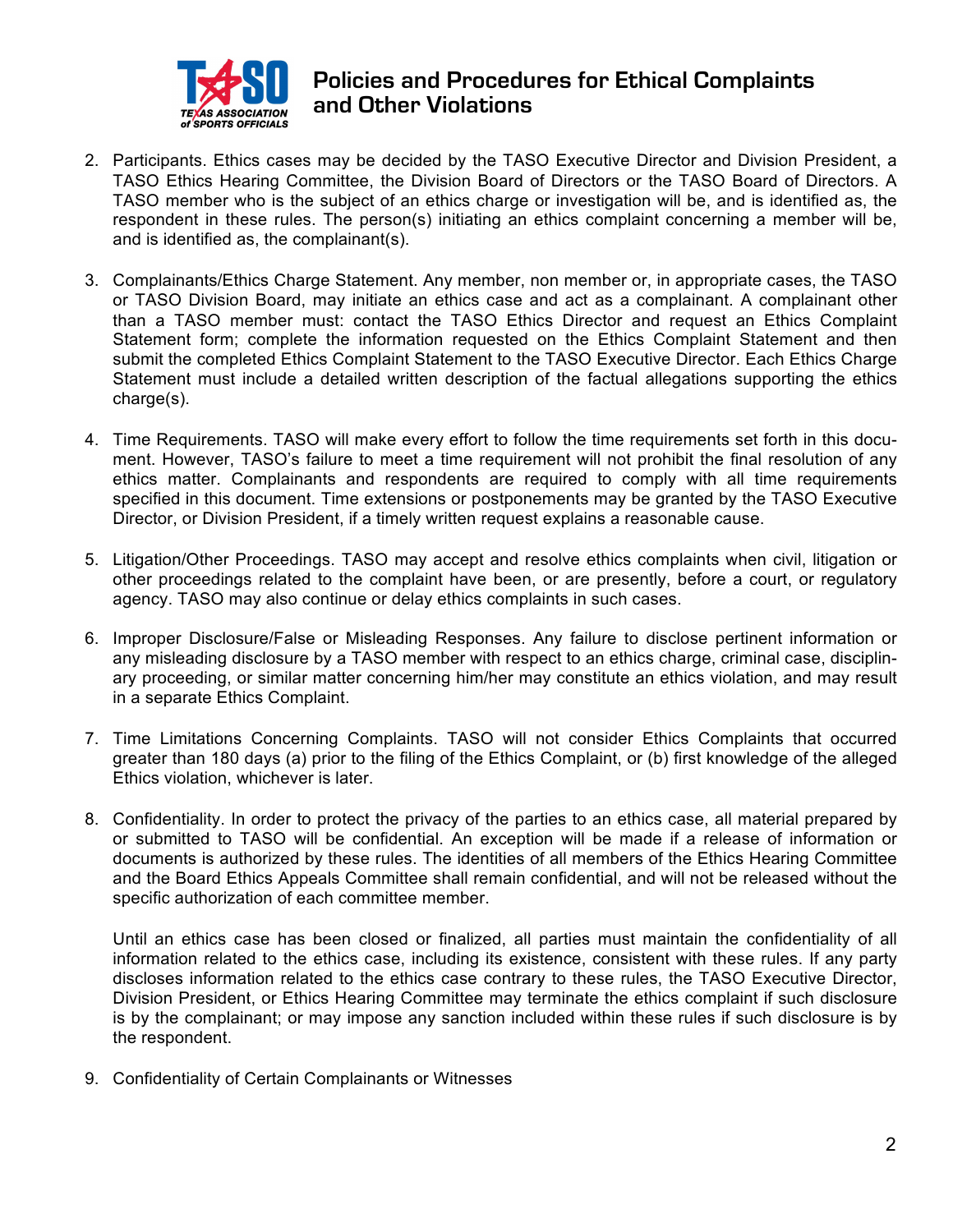2. Participants. Ethics cases may be decided by the TASO Executive Director and Division President, a TASO Ethics Hearing Committee, the Division Board of Directors or the TASO Board of Directors. A TASO member who is the subject of an ethics charge or investigation will be, and is identified as, the respondent in these rules. The person(s) initiating an ethics complaint concerning a member will be, and is identified as, the complainant(s).

3. Complainants/Ethics Charge Statement. Any member, non member or, in appropriate cases, the TASO or TASO Division Board, may initiate an ethics case and act as a complainant. A complainant other than a TASO member must: contact the TASO Ethics Director and request an Ethics Complaint Statement form; complete the information requested on the Ethics Complaint Statement and then submit the completed Ethics Complaint Statement to the TASO Executive Director. Each Ethics Charge Statement must include a detailed written description of the factual allegations supporting the ethics charge(s).

4. Time Requirements. TASO will make every effort to follow the time requirements set forth in this document. However, TASO's failure to meet a time requirement will not prohibit the final resolution of any ethics matter. Complainants and respondents are required to comply with all time requirements specified in this document. Time extensions or postponements may be granted by the TASO Executive Director, or Division President, if a timely written request explains a reasonable cause.

5. Litigation/Other Proceedings. TASO may accept and resolve ethics complaints when civil, litigation or other proceedings related to the complaint have been, or are presently, before a court, or regulatory agency. TASO may also continue or delay ethics complaints in such cases.

6. Improper Disclosure/False or Misleading Responses. Any failure to disclose pertinent information or any misleading disclosure by a TASO member with respect to an ethics charge, criminal case, disciplinary proceeding, or similar matter concerning him/her may constitute an ethics violation, and may result in a separate Ethics Complaint.

7. Time Limitations Concerning Complaints. TASO will not consider Ethics Complaints that occurred greater than 180 days (a) prior to the filing of the Ethics Complaint, or (b) first knowledge of the alleged Ethics violation, whichever is later.

8. Confidentiality. In order to protect the privacy of the parties to an ethics case, all material prepared by or submitted to TASO will be confidential. An exception will be made if a release of information or documents is authorized by these rules. The identities of all members of the Ethics Hearing Committee and the Board Ethics Appeals Committee shall remain confidential, and will not be released without the specific authorization of each committee member.

   Until an ethics case has been closed or finalized, all parties must maintain the confidentiality of all information related to the ethics case, including its existence, consistent with these rules. If any party discloses information related to the ethics case contrary to these rules, the TASO Executive Director, Division President, or Ethics Hearing Committee may terminate the ethics complaint if such disclosure is by the complainant; or may impose any sanction included within these rules if such disclosure is by the respondent.

9. Confidentiality of Certain Complainants or Witnesses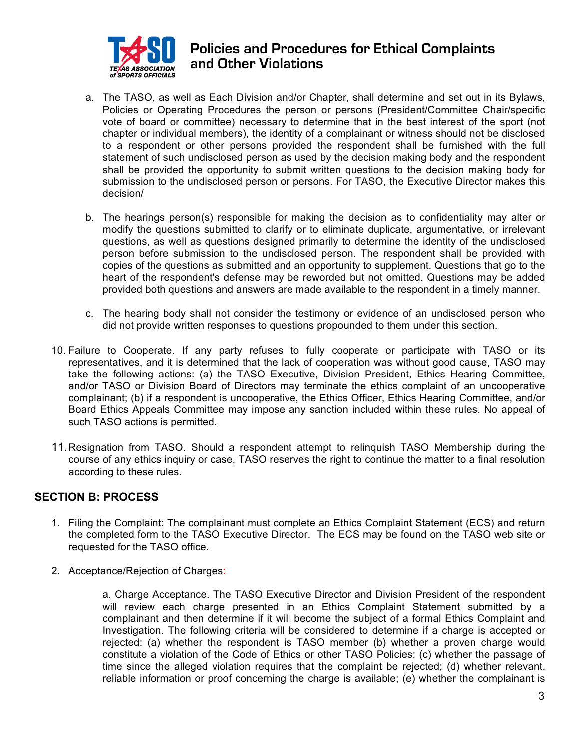a. The TASO, as well as Each Division and/or Chapter, shall determine and set out in its Bylaws, Policies or Operating Procedures the person or persons (President/Committee Chair/specific vote of board or committee) necessary to determine that in the best interest of the sport (not chapter or individual members), the identity of a complainant or witness should not be disclosed to a respondent or other persons provided the respondent shall be furnished with the full statement of such undisclosed person as used by the decision making body and the respondent shall be provided the opportunity to submit written questions to the decision making body for submission to the undisclosed person or persons. For TASO, the Executive Director makes this decision/

b. The hearings person(s) responsible for making the decision as to confidentiality may alter or modify the questions submitted to clarify or to eliminate duplicate, argumentative, or irrelevant questions, as well as questions designed primarily to determine the identity of the undisclosed person before submission to the undisclosed person. The respondent shall be provided with copies of the questions as submitted and an opportunity to supplement. Questions that go to the heart of the respondent's defense may be reworded but not omitted. Questions may be added provided both questions and answers are made available to the respondent in a timely manner.

c. The hearing body shall not consider the testimony or evidence of an undisclosed person who did not provide written responses to questions propounded to them under this section.

10. Failure to Cooperate. If any party refuses to fully cooperate or participate with TASO or its representatives, and it is determined that the lack of cooperation was without good cause, TASO may take the following actions: (a) the TASO Executive, Division President, Ethics Hearing Committee, and/or TASO or Division Board of Directors may terminate the ethics complaint of an uncooperative complainant; (b) if a respondent is uncooperative, the Ethics Officer, Ethics Hearing Committee, and/or Board Ethics Appeals Committee may impose any sanction included within these rules. No appeal of such TASO actions is permitted.

11. Resignation from TASO. Should a respondent attempt to relinquish TASO Membership during the course of any ethics inquiry or case, TASO reserves the right to continue the matter to a final resolution according to these rules.

## SECTION B: PROCESS

1. Filing the Complaint: The complainant must complete an Ethics Complaint Statement (ECS) and return the completed form to the TASO Executive Director. The ECS may be found on the TASO web site or requested for the TASO office.

2. Acceptance/Rejection of Charges:

   a. Charge Acceptance. The TASO Executive Director and Division President of the respondent will review each charge presented in an Ethics Complaint Statement submitted by a complainant and then determine if it will become the subject of a formal Ethics Complaint and Investigation. The following criteria will be considered to determine if a charge is accepted or rejected: (a) whether the respondent is TASO member (b) whether a proven charge would constitute a violation of the Code of Ethics or other TASO Policies; (c) whether the passage of time since the alleged violation requires that the complaint be rejected; (d) whether relevant, reliable information or proof concerning the charge is available; (e) whether the complainant is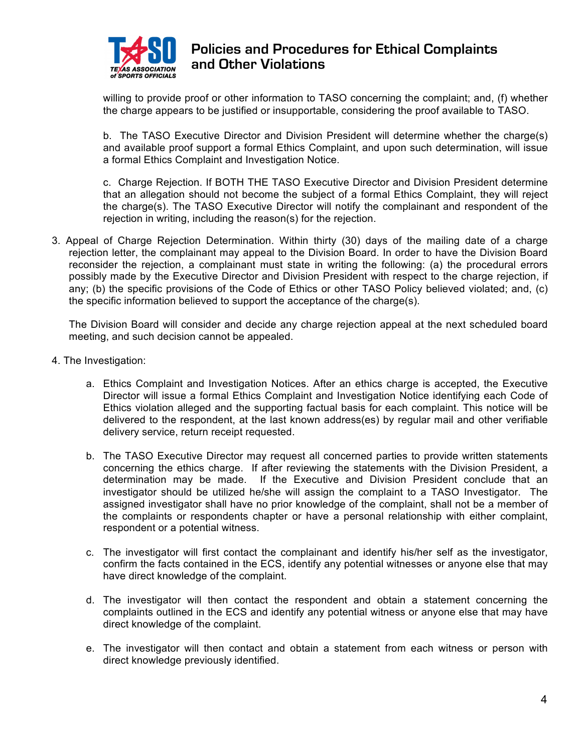willing to provide proof or other information to TASO concerning the complaint; and, (f) whether the charge appears to be justified or insupportable, considering the proof available to TASO.

b. The TASO Executive Director and Division President will determine whether the charge(s) and available proof support a formal Ethics Complaint, and upon such determination, will issue a formal Ethics Complaint and Investigation Notice.

c. Charge Rejection. If BOTH THE TASO Executive Director and Division President determine that an allegation should not become the subject of a formal Ethics Complaint, they will reject the charge(s). The TASO Executive Director will notify the complainant and respondent of the rejection in writing, including the reason(s) for the rejection.

3. Appeal of Charge Rejection Determination. Within thirty (30) days of the mailing date of a charge rejection letter, the complainant may appeal to the Division Board. In order to have the Division Board reconsider the rejection, a complainant must state in writing the following: (a) the procedural errors possibly made by the Executive Director and Division President with respect to the charge rejection, if any; (b) the specific provisions of the Code of Ethics or other TASO Policy believed violated; and, (c) the specific information believed to support the acceptance of the charge(s).

   The Division Board will consider and decide any charge rejection appeal at the next scheduled board meeting, and such decision cannot be appealed.

4. The Investigation:

   a. Ethics Complaint and Investigation Notices. After an ethics charge is accepted, the Executive Director will issue a formal Ethics Complaint and Investigation Notice identifying each Code of Ethics violation alleged and the supporting factual basis for each complaint. This notice will be delivered to the respondent, at the last known address(es) by regular mail and other verifiable delivery service, return receipt requested.

   b. The TASO Executive Director may request all concerned parties to provide written statements concerning the ethics charge. If after reviewing the statements with the Division President, a determination may be made. If the Executive and Division President conclude that an investigator should be utilized he/she will assign the complaint to a TASO Investigator. The assigned investigator shall have no prior knowledge of the complaint, shall not be a member of the complaints or respondents chapter or have a personal relationship with either complaint, respondent or a potential witness.

   c. The investigator will first contact the complainant and identify his/her self as the investigator, confirm the facts contained in the ECS, identify any potential witnesses or anyone else that may have direct knowledge of the complaint.

   d. The investigator will then contact the respondent and obtain a statement concerning the complaints outlined in the ECS and identify any potential witness or anyone else that may have direct knowledge of the complaint.

   e. The investigator will then contact and obtain a statement from each witness or person with direct knowledge previously identified.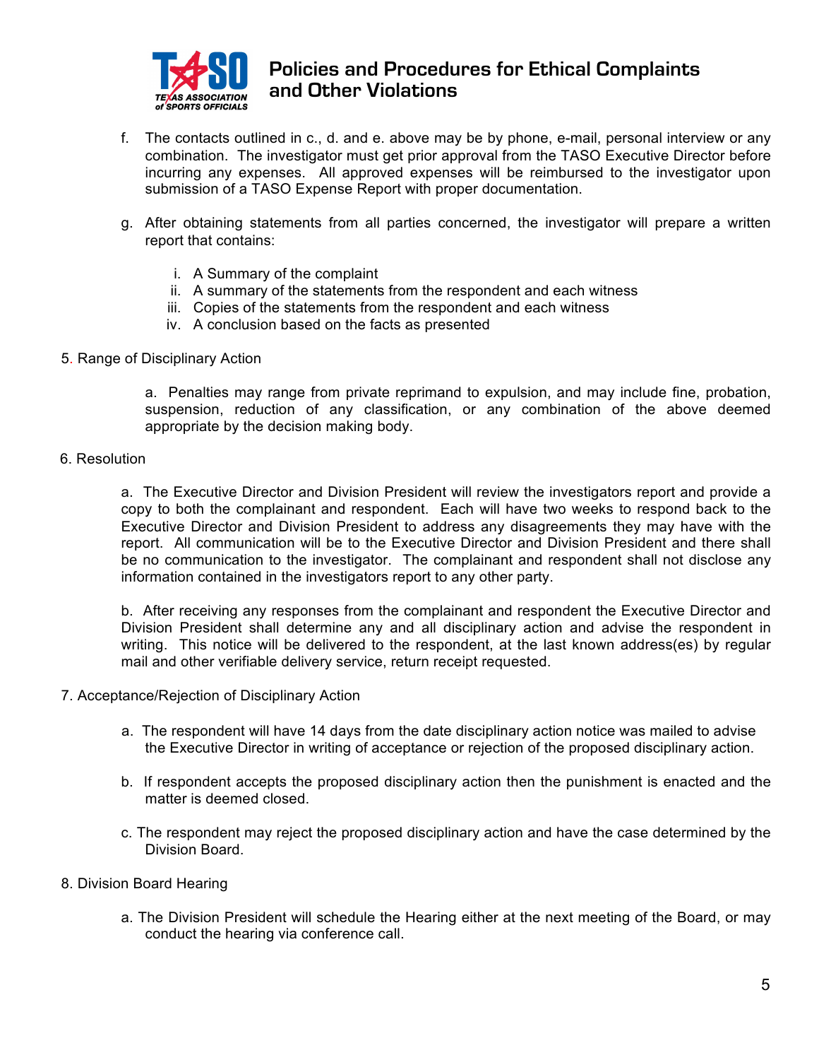f. The contacts outlined in c., d. and e. above may be by phone, e-mail, personal interview or any combination. The investigator must get prior approval from the TASO Executive Director before incurring any expenses. All approved expenses will be reimbursed to the investigator upon submission of a TASO Expense Report with proper documentation.

g. After obtaining statements from all parties concerned, the investigator will prepare a written report that contains:

   i. A Summary of the complaint
   ii. A summary of the statements from the respondent and each witness
   iii. Copies of the statements from the respondent and each witness
   iv. A conclusion based on the facts as presented

5. Range of Disciplinary Action

a. Penalties may range from private reprimand to expulsion, and may include fine, probation, suspension, reduction of any classification, or any combination of the above deemed appropriate by the decision making body.

6. Resolution

a. The Executive Director and Division President will review the investigators report and provide a copy to both the complainant and respondent. Each will have two weeks to respond back to the Executive Director and Division President to address any disagreements they may have with the report. All communication will be to the Executive Director and Division President and there shall be no communication to the investigator. The complainant and respondent shall not disclose any information contained in the investigators report to any other party.

b. After receiving any responses from the complainant and respondent the Executive Director and Division President shall determine any and all disciplinary action and advise the respondent in writing. This notice will be delivered to the respondent, at the last known address(es) by regular mail and other verifiable delivery service, return receipt requested.

7. Acceptance/Rejection of Disciplinary Action

a. The respondent will have 14 days from the date disciplinary action notice was mailed to advise the Executive Director in writing of acceptance or rejection of the proposed disciplinary action.

b. If respondent accepts the proposed disciplinary action then the punishment is enacted and the matter is deemed closed.

c. The respondent may reject the proposed disciplinary action and have the case determined by the Division Board.

8. Division Board Hearing

a. The Division President will schedule the Hearing either at the next meeting of the Board, or may conduct the hearing via conference call.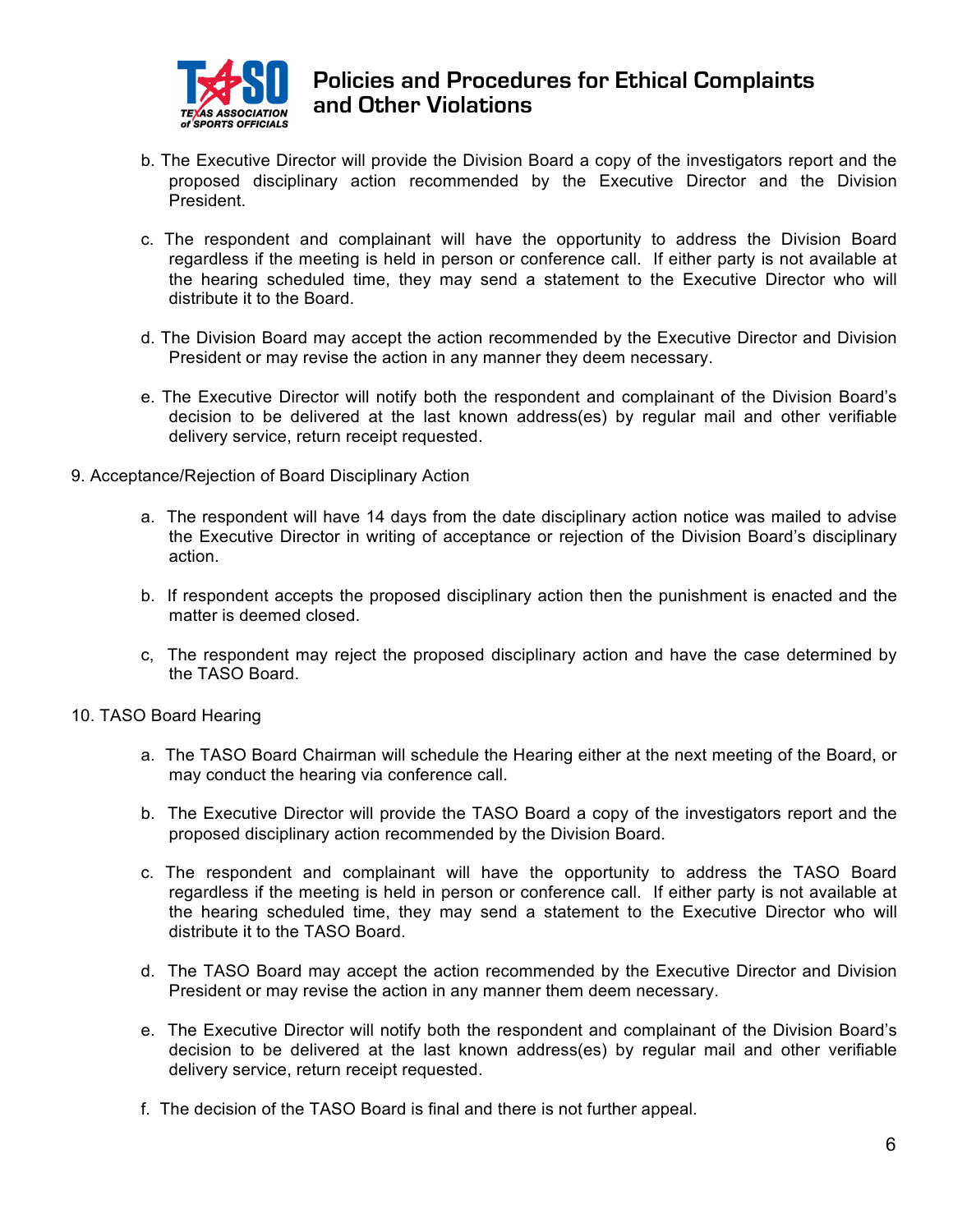b. The Executive Director will provide the Division Board a copy of the investigators report and the proposed disciplinary action recommended by the Executive Director and the Division President.

c. The respondent and complainant will have the opportunity to address the Division Board regardless if the meeting is held in person or conference call. If either party is not available at the hearing scheduled time, they may send a statement to the Executive Director who will distribute it to the Board.

d. The Division Board may accept the action recommended by the Executive Director and Division President or may revise the action in any manner they deem necessary.

e. The Executive Director will notify both the respondent and complainant of the Division Board's decision to be delivered at the last known address(es) by regular mail and other verifiable delivery service, return receipt requested.

9. Acceptance/Rejection of Board Disciplinary Action

a. The respondent will have 14 days from the date disciplinary action notice was mailed to advise the Executive Director in writing of acceptance or rejection of the Division Board's disciplinary action.

b. If respondent accepts the proposed disciplinary action then the punishment is enacted and the matter is deemed closed.

c, The respondent may reject the proposed disciplinary action and have the case determined by the TASO Board.

10. TASO Board Hearing

a. The TASO Board Chairman will schedule the Hearing either at the next meeting of the Board, or may conduct the hearing via conference call.

b. The Executive Director will provide the TASO Board a copy of the investigators report and the proposed disciplinary action recommended by the Division Board.

c. The respondent and complainant will have the opportunity to address the TASO Board regardless if the meeting is held in person or conference call. If either party is not available at the hearing scheduled time, they may send a statement to the Executive Director who will distribute it to the TASO Board.

d. The TASO Board may accept the action recommended by the Executive Director and Division President or may revise the action in any manner them deem necessary.

e. The Executive Director will notify both the respondent and complainant of the Division Board's decision to be delivered at the last known address(es) by regular mail and other verifiable delivery service, return receipt requested.

f. The decision of the TASO Board is final and there is not further appeal.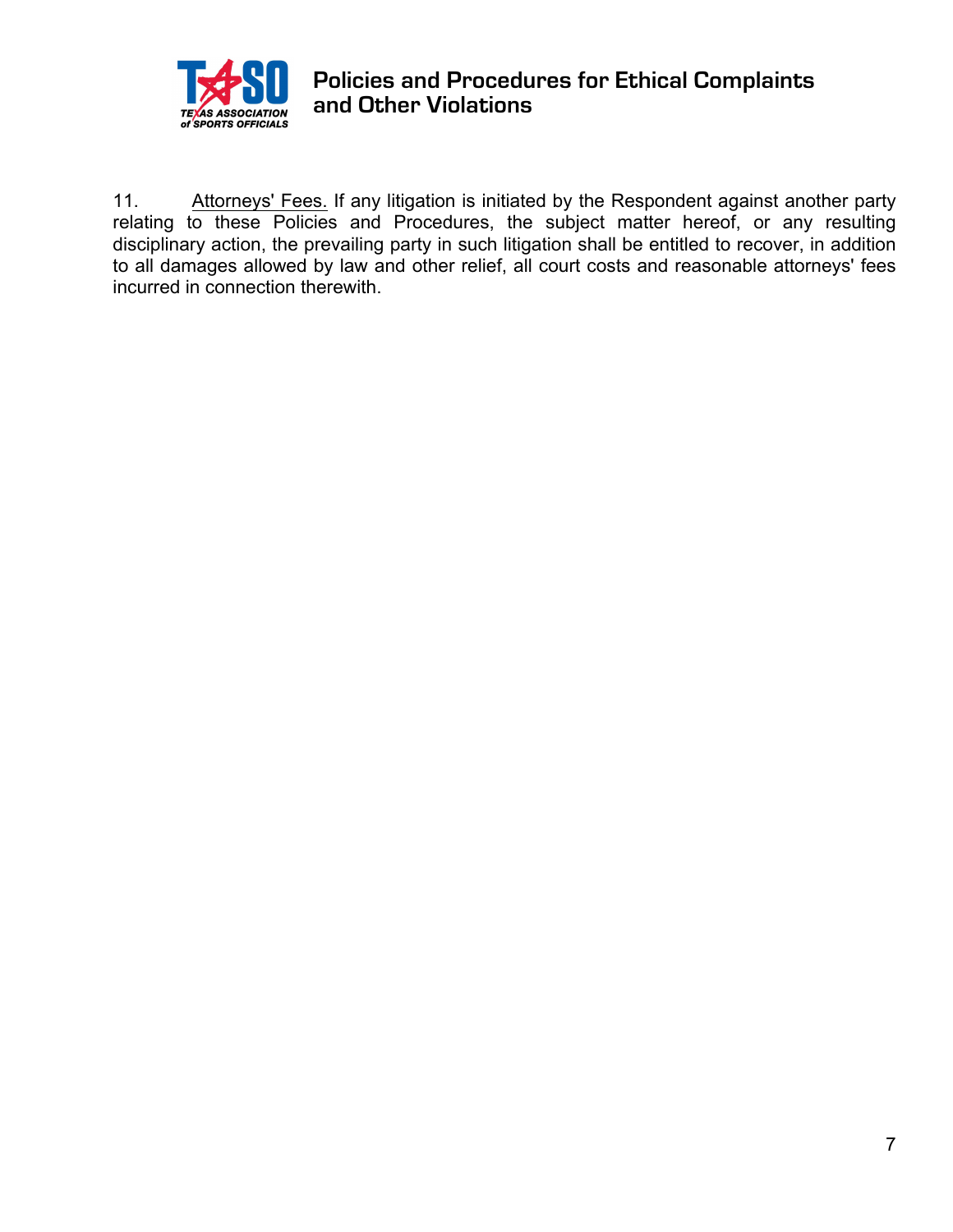11. Attorneys' Fees. If any litigation is initiated by the Respondent against another party relating to these Policies and Procedures, the subject matter hereof, or any resulting disciplinary action, the prevailing party in such litigation shall be entitled to recover, in addition to all damages allowed by law and other relief, all court costs and reasonable attorneys' fees incurred in connection therewith.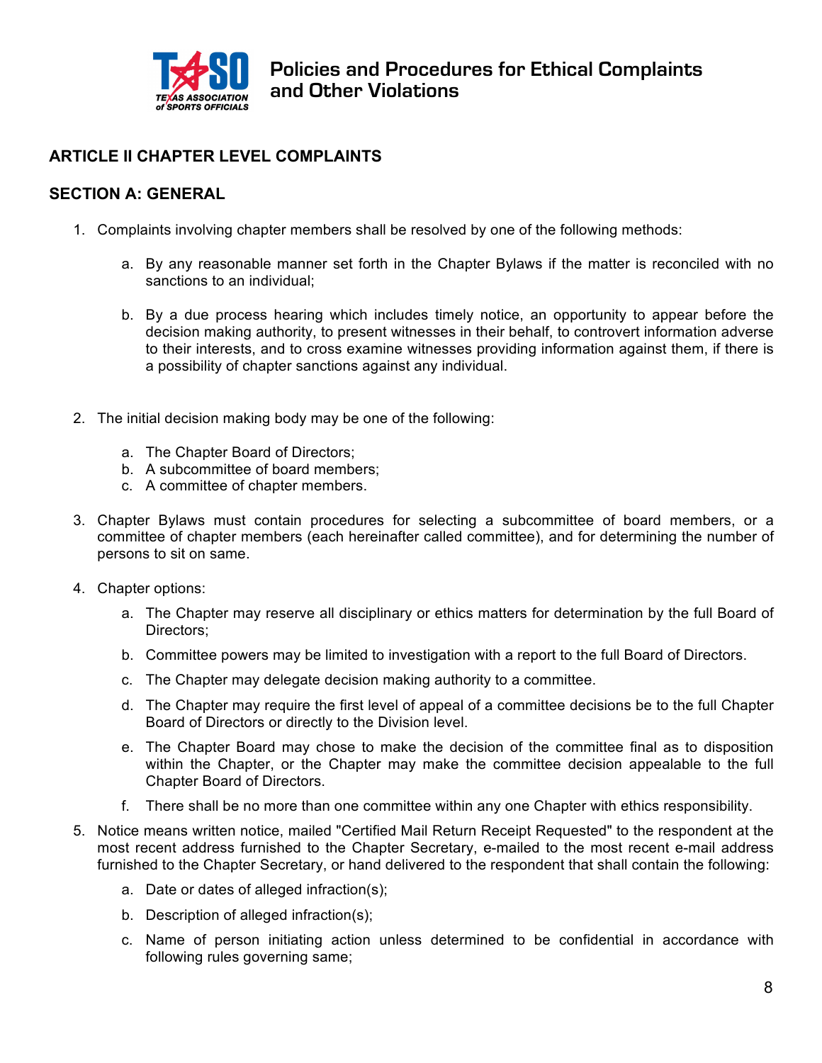## ARTICLE II CHAPTER LEVEL COMPLAINTS

### SECTION A: GENERAL

1. Complaints involving chapter members shall be resolved by one of the following methods:

   a. By any reasonable manner set forth in the Chapter Bylaws if the matter is reconciled with no sanctions to an individual;

   b. By a due process hearing which includes timely notice, an opportunity to appear before the decision making authority, to present witnesses in their behalf, to controvert information adverse to their interests, and to cross examine witnesses providing information against them, if there is a possibility of chapter sanctions against any individual.

2. The initial decision making body may be one of the following:

   a. The Chapter Board of Directors;
   b. A subcommittee of board members;
   c. A committee of chapter members.

3. Chapter Bylaws must contain procedures for selecting a subcommittee of board members, or a committee of chapter members (each hereinafter called committee), and for determining the number of persons to sit on same.

4. Chapter options:

   a. The Chapter may reserve all disciplinary or ethics matters for determination by the full Board of Directors;

   b. Committee powers may be limited to investigation with a report to the full Board of Directors.

   c. The Chapter may delegate decision making authority to a committee.

   d. The Chapter may require the first level of appeal of a committee decisions be to the full Chapter Board of Directors or directly to the Division level.

   e. The Chapter Board may chose to make the decision of the committee final as to disposition within the Chapter, or the Chapter may make the committee decision appealable to the full Chapter Board of Directors.

   f. There shall be no more than one committee within any one Chapter with ethics responsibility.

5. Notice means written notice, mailed "Certified Mail Return Receipt Requested" to the respondent at the most recent address furnished to the Chapter Secretary, e-mailed to the most recent e-mail address furnished to the Chapter Secretary, or hand delivered to the respondent that shall contain the following:

   a. Date or dates of alleged infraction(s);

   b. Description of alleged infraction(s);

   c. Name of person initiating action unless determined to be confidential in accordance with following rules governing same;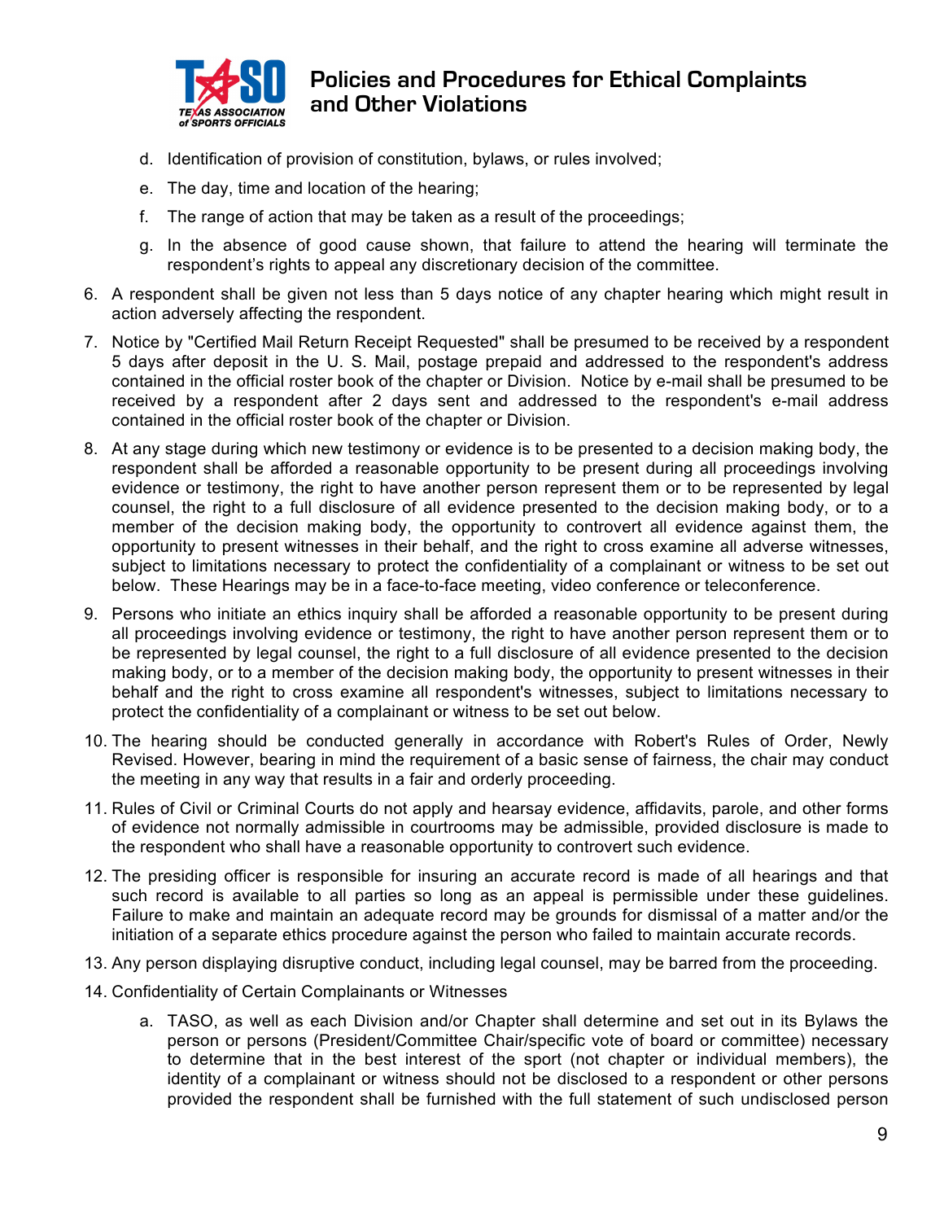d. Identification of provision of constitution, bylaws, or rules involved;

e. The day, time and location of the hearing;

f. The range of action that may be taken as a result of the proceedings;

g. In the absence of good cause shown, that failure to attend the hearing will terminate the respondent's rights to appeal any discretionary decision of the committee.

6. A respondent shall be given not less than 5 days notice of any chapter hearing which might result in action adversely affecting the respondent.

7. Notice by "Certified Mail Return Receipt Requested" shall be presumed to be received by a respondent 5 days after deposit in the U. S. Mail, postage prepaid and addressed to the respondent's address contained in the official roster book of the chapter or Division. Notice by e-mail shall be presumed to be received by a respondent after 2 days sent and addressed to the respondent's e-mail address contained in the official roster book of the chapter or Division.

8. At any stage during which new testimony or evidence is to be presented to a decision making body, the respondent shall be afforded a reasonable opportunity to be present during all proceedings involving evidence or testimony, the right to have another person represent them or to be represented by legal counsel, the right to a full disclosure of all evidence presented to the decision making body, or to a member of the decision making body, the opportunity to controvert all evidence against them, the opportunity to present witnesses in their behalf, and the right to cross examine all adverse witnesses, subject to limitations necessary to protect the confidentiality of a complainant or witness to be set out below. These Hearings may be in a face-to-face meeting, video conference or teleconference.

9. Persons who initiate an ethics inquiry shall be afforded a reasonable opportunity to be present during all proceedings involving evidence or testimony, the right to have another person represent them or to be represented by legal counsel, the right to a full disclosure of all evidence presented to the decision making body, or to a member of the decision making body, the opportunity to present witnesses in their behalf and the right to cross examine all respondent's witnesses, subject to limitations necessary to protect the confidentiality of a complainant or witness to be set out below.

10. The hearing should be conducted generally in accordance with Robert's Rules of Order, Newly Revised. However, bearing in mind the requirement of a basic sense of fairness, the chair may conduct the meeting in any way that results in a fair and orderly proceeding.

11. Rules of Civil or Criminal Courts do not apply and hearsay evidence, affidavits, parole, and other forms of evidence not normally admissible in courtrooms may be admissible, provided disclosure is made to the respondent who shall have a reasonable opportunity to controvert such evidence.

12. The presiding officer is responsible for insuring an accurate record is made of all hearings and that such record is available to all parties so long as an appeal is permissible under these guidelines. Failure to make and maintain an adequate record may be grounds for dismissal of a matter and/or the initiation of a separate ethics procedure against the person who failed to maintain accurate records.

13. Any person displaying disruptive conduct, including legal counsel, may be barred from the proceeding.

14. Confidentiality of Certain Complainants or Witnesses

    a. TASO, as well as each Division and/or Chapter shall determine and set out in its Bylaws the person or persons (President/Committee Chair/specific vote of board or committee) necessary to determine that in the best interest of the sport (not chapter or individual members), the identity of a complainant or witness should not be disclosed to a respondent or other persons provided the respondent shall be furnished with the full statement of such undisclosed person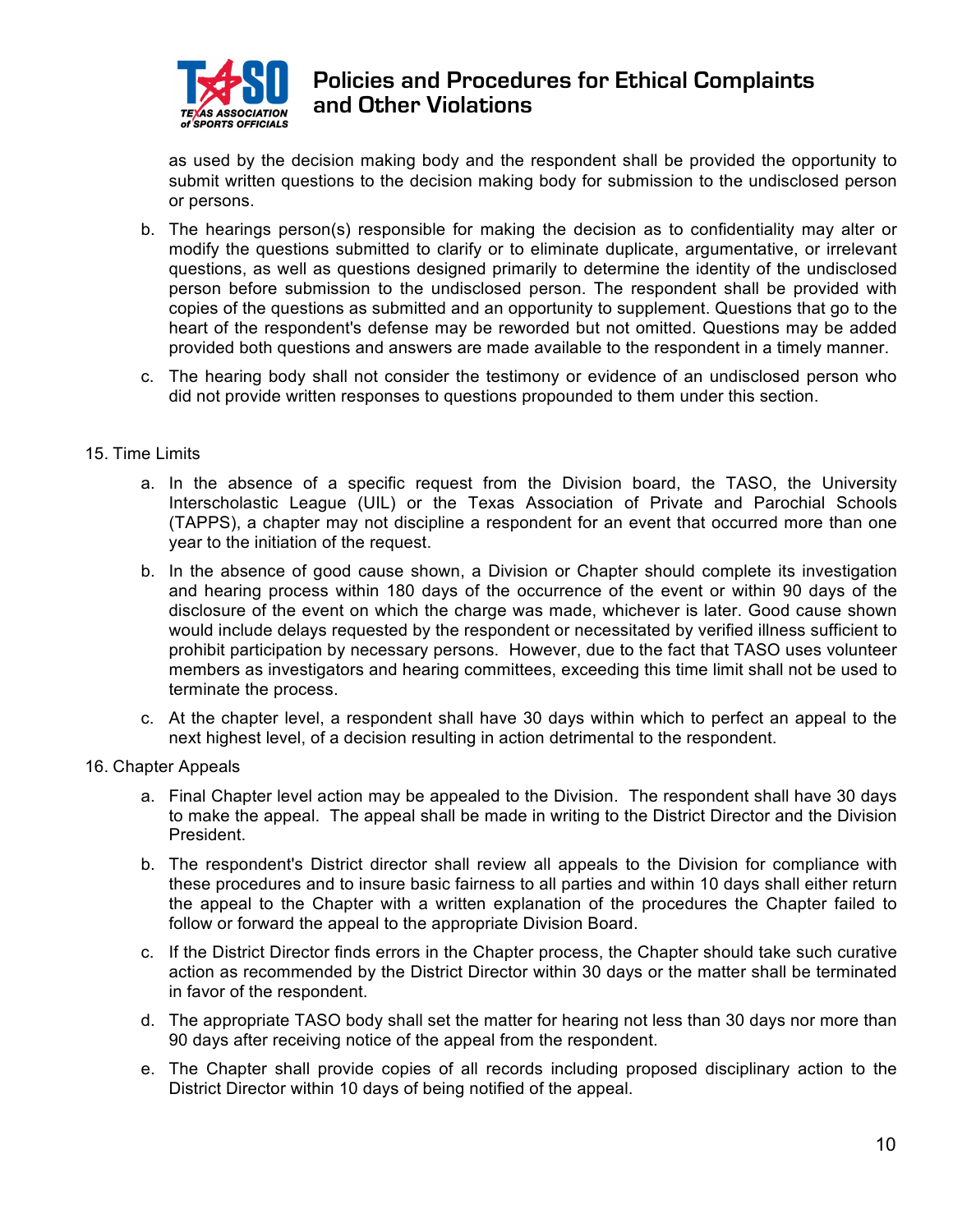as used by the decision making body and the respondent shall be provided the opportunity to submit written questions to the decision making body for submission to the undisclosed person or persons.

b. The hearings person(s) responsible for making the decision as to confidentiality may alter or modify the questions submitted to clarify or to eliminate duplicate, argumentative, or irrelevant questions, as well as questions designed primarily to determine the identity of the undisclosed person before submission to the undisclosed person. The respondent shall be provided with copies of the questions as submitted and an opportunity to supplement. Questions that go to the heart of the respondent's defense may be reworded but not omitted. Questions may be added provided both questions and answers are made available to the respondent in a timely manner.

c. The hearing body shall not consider the testimony or evidence of an undisclosed person who did not provide written responses to questions propounded to them under this section.

15. Time Limits

a. In the absence of a specific request from the Division board, the TASO, the University Interscholastic League (UIL) or the Texas Association of Private and Parochial Schools (TAPPS), a chapter may not discipline a respondent for an event that occurred more than one year to the initiation of the request.

b. In the absence of good cause shown, a Division or Chapter should complete its investigation and hearing process within 180 days of the occurrence of the event or within 90 days of the disclosure of the event on which the charge was made, whichever is later. Good cause shown would include delays requested by the respondent or necessitated by verified illness sufficient to prohibit participation by necessary persons. However, due to the fact that TASO uses volunteer members as investigators and hearing committees, exceeding this time limit shall not be used to terminate the process.

c. At the chapter level, a respondent shall have 30 days within which to perfect an appeal to the next highest level, of a decision resulting in action detrimental to the respondent.

16. Chapter Appeals

a. Final Chapter level action may be appealed to the Division. The respondent shall have 30 days to make the appeal. The appeal shall be made in writing to the District Director and the Division President.

b. The respondent's District director shall review all appeals to the Division for compliance with these procedures and to insure basic fairness to all parties and within 10 days shall either return the appeal to the Chapter with a written explanation of the procedures the Chapter failed to follow or forward the appeal to the appropriate Division Board.

c. If the District Director finds errors in the Chapter process, the Chapter should take such curative action as recommended by the District Director within 30 days or the matter shall be terminated in favor of the respondent.

d. The appropriate TASO body shall set the matter for hearing not less than 30 days nor more than 90 days after receiving notice of the appeal from the respondent.

e. The Chapter shall provide copies of all records including proposed disciplinary action to the District Director within 10 days of being notified of the appeal.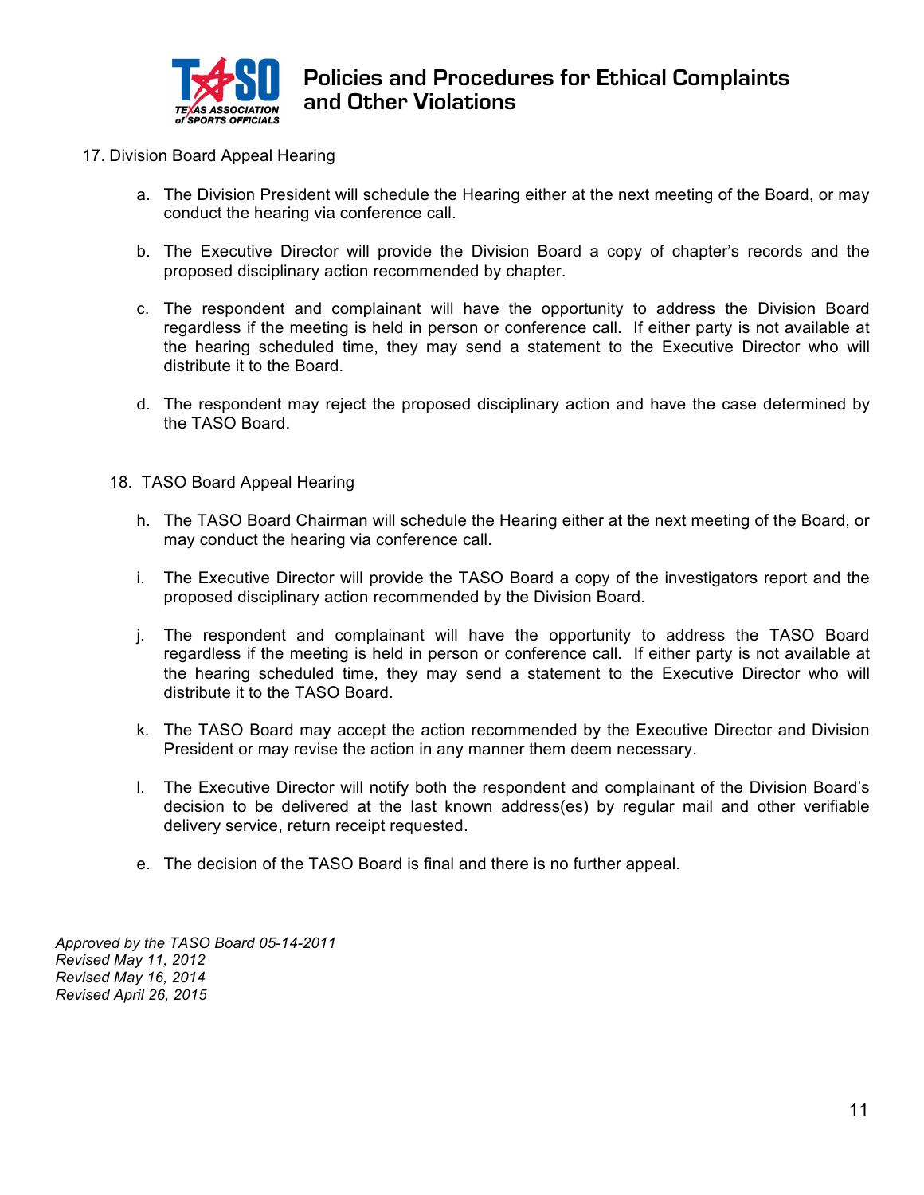17. Division Board Appeal Hearing

    a. The Division President will schedule the Hearing either at the next meeting of the Board, or may conduct the hearing via conference call.

    b. The Executive Director will provide the Division Board a copy of chapter's records and the proposed disciplinary action recommended by chapter.

    c. The respondent and complainant will have the opportunity to address the Division Board regardless if the meeting is held in person or conference call. If either party is not available at the hearing scheduled time, they may send a statement to the Executive Director who will distribute it to the Board.

    d. The respondent may reject the proposed disciplinary action and have the case determined by the TASO Board.

18. TASO Board Appeal Hearing

    h. The TASO Board Chairman will schedule the Hearing either at the next meeting of the Board, or may conduct the hearing via conference call.

    i. The Executive Director will provide the TASO Board a copy of the investigators report and the proposed disciplinary action recommended by the Division Board.

    j. The respondent and complainant will have the opportunity to address the TASO Board regardless if the meeting is held in person or conference call. If either party is not available at the hearing scheduled time, they may send a statement to the Executive Director who will distribute it to the TASO Board.

    k. The TASO Board may accept the action recommended by the Executive Director and Division President or may revise the action in any manner them deem necessary.

    l. The Executive Director will notify both the respondent and complainant of the Division Board's decision to be delivered at the last known address(es) by regular mail and other verifiable delivery service, return receipt requested.

    e. The decision of the TASO Board is final and there is no further appeal.

*Approved by the TASO Board 05-14-2011*
*Revised May 11, 2012*
*Revised May 16, 2014*
*Revised April 26, 2015*